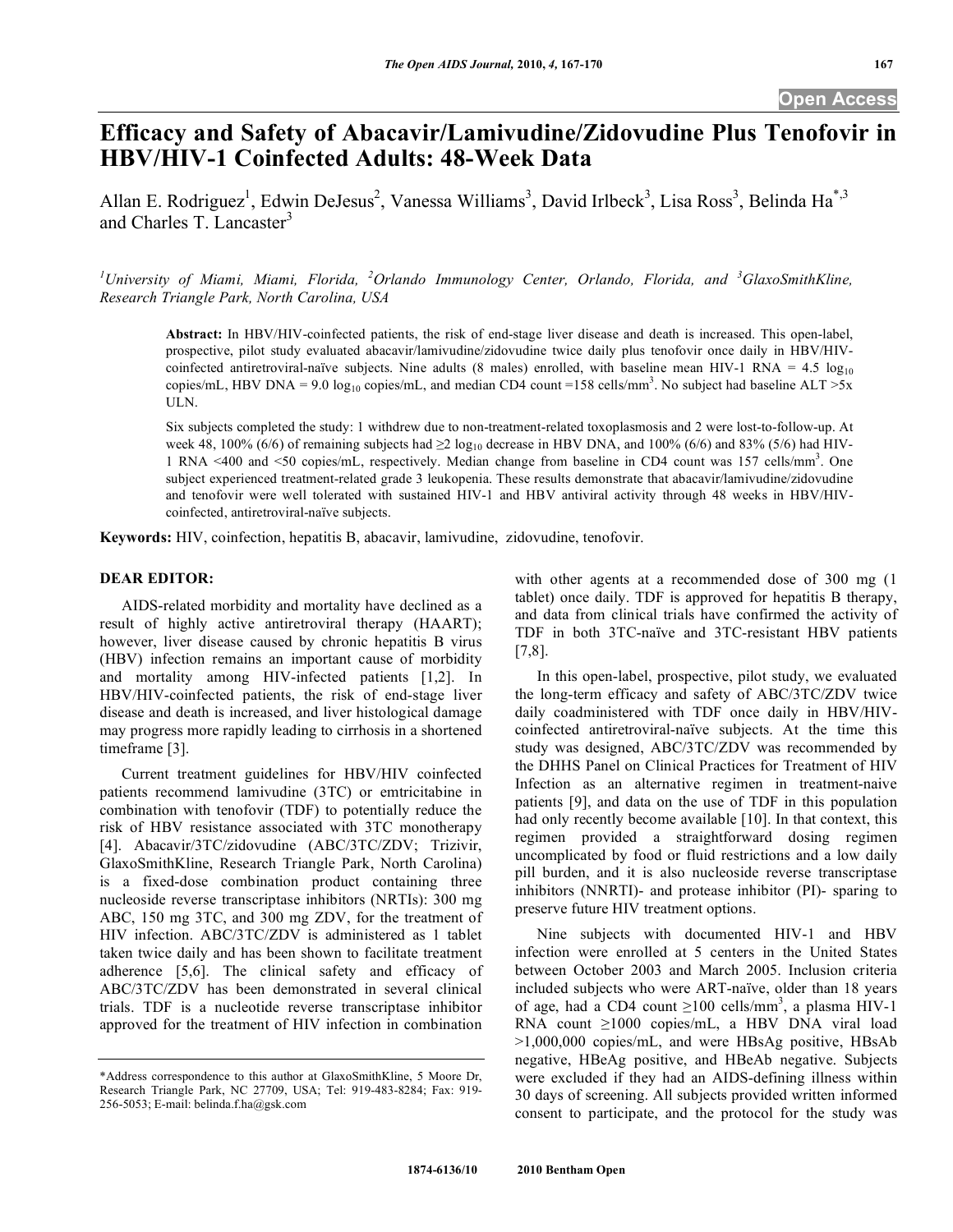Open Access

# Efficacy and Safety of Abacavir/Lamivudine/Zidovudine Plus Tenofovir in HBV/HIV-1 Coinfected Adults: 48-Week Data

Allan E. Rodriguez[1], Edwin DeJesus[2], Vanessa Williams[3], David Irlbeck[3], Lisa Ross[3], Belinda Ha[*,3] and Charles T. Lancaster[3]

[1]*University of Miami, Miami, Florida,* [2]*Orlando Immunology Center, Orlando, Florida, and* [3]*GlaxoSmithKline, Research Triangle Park, North Carolina, USA*

**Abstract:** In HBV/HIV-coinfected patients, the risk of end-stage liver disease and death is increased. This open-label, prospective, pilot study evaluated abacavir/lamivudine/zidovudine twice daily plus tenofovir once daily in HBV/HIV-coinfected antiretroviral-naïve subjects. Nine adults (8 males) enrolled, with baseline mean HIV-1 RNA = 4.5 $\log_{10}$ copies/mL, HBV DNA = 9.0 $\log_{10}$ copies/mL, and median CD4 count =158 cells/mm$^3$. No subject had baseline ALT >5x ULN.

Six subjects completed the study: 1 withdrew due to non-treatment-related toxoplasmosis and 2 were lost-to-follow-up. At week 48, 100% (6/6) of remaining subjects had ≥2 $\log_{10}$ decrease in HBV DNA, and 100% (6/6) and 83% (5/6) had HIV-1 RNA <400 and <50 copies/mL, respectively. Median change from baseline in CD4 count was 157 cells/mm$^3$. One subject experienced treatment-related grade 3 leukopenia. These results demonstrate that abacavir/lamivudine/zidovudine and tenofovir were well tolerated with sustained HIV-1 and HBV antiviral activity through 48 weeks in HBV/HIV-coinfected, antiretroviral-naïve subjects.

**Keywords:** HIV, coinfection, hepatitis B, abacavir, lamivudine, zidovudine, tenofovir.

## DEAR EDITOR:

AIDS-related morbidity and mortality have declined as a result of highly active antiretroviral therapy (HAART); however, liver disease caused by chronic hepatitis B virus (HBV) infection remains an important cause of morbidity and mortality among HIV-infected patients [1,2]. In HBV/HIV-coinfected patients, the risk of end-stage liver disease and death is increased, and liver histological damage may progress more rapidly leading to cirrhosis in a shortened timeframe [3].

Current treatment guidelines for HBV/HIV coinfected patients recommend lamivudine (3TC) or emtricitabine in combination with tenofovir (TDF) to potentially reduce the risk of HBV resistance associated with 3TC monotherapy [4]. Abacavir/3TC/zidovudine (ABC/3TC/ZDV; Trizivir, GlaxoSmithKline, Research Triangle Park, North Carolina) is a fixed-dose combination product containing three nucleoside reverse transcriptase inhibitors (NRTIs): 300 mg ABC, 150 mg 3TC, and 300 mg ZDV, for the treatment of HIV infection. ABC/3TC/ZDV is administered as 1 tablet taken twice daily and has been shown to facilitate treatment adherence [5,6]. The clinical safety and efficacy of ABC/3TC/ZDV has been demonstrated in several clinical trials. TDF is a nucleotide reverse transcriptase inhibitor approved for the treatment of HIV infection in combination with other agents at a recommended dose of 300 mg (1 tablet) once daily. TDF is approved for hepatitis B therapy, and data from clinical trials have confirmed the activity of TDF in both 3TC-naïve and 3TC-resistant HBV patients [7,8].

In this open-label, prospective, pilot study, we evaluated the long-term efficacy and safety of ABC/3TC/ZDV twice daily coadministered with TDF once daily in HBV/HIV-coinfected antiretroviral-naïve subjects. At the time this study was designed, ABC/3TC/ZDV was recommended by the DHHS Panel on Clinical Practices for Treatment of HIV Infection as an alternative regimen in treatment-naive patients [9], and data on the use of TDF in this population had only recently become available [10]. In that context, this regimen provided a straightforward dosing regimen uncomplicated by food or fluid restrictions and a low daily pill burden, and it is also nucleoside reverse transcriptase inhibitors (NNRTI)- and protease inhibitor (PI)- sparing to preserve future HIV treatment options.

Nine subjects with documented HIV-1 and HBV infection were enrolled at 5 centers in the United States between October 2003 and March 2005. Inclusion criteria included subjects who were ART-naïve, older than 18 years of age, had a CD4 count ≥100 cells/mm$^3$, a plasma HIV-1 RNA count ≥1000 copies/mL, a HBV DNA viral load >1,000,000 copies/mL, and were HBsAg positive, HBsAb negative, HBeAg positive, and HBeAb negative. Subjects were excluded if they had an AIDS-defining illness within 30 days of screening. All subjects provided written informed consent to participate, and the protocol for the study was

*Address correspondence to this author at GlaxoSmithKline, 5 Moore Dr, Research Triangle Park, NC 27709, USA; Tel: 919-483-8284; Fax: 919-256-5053; E-mail: belinda.f.ha@gsk.com

1874-6136/10 2010 Bentham Open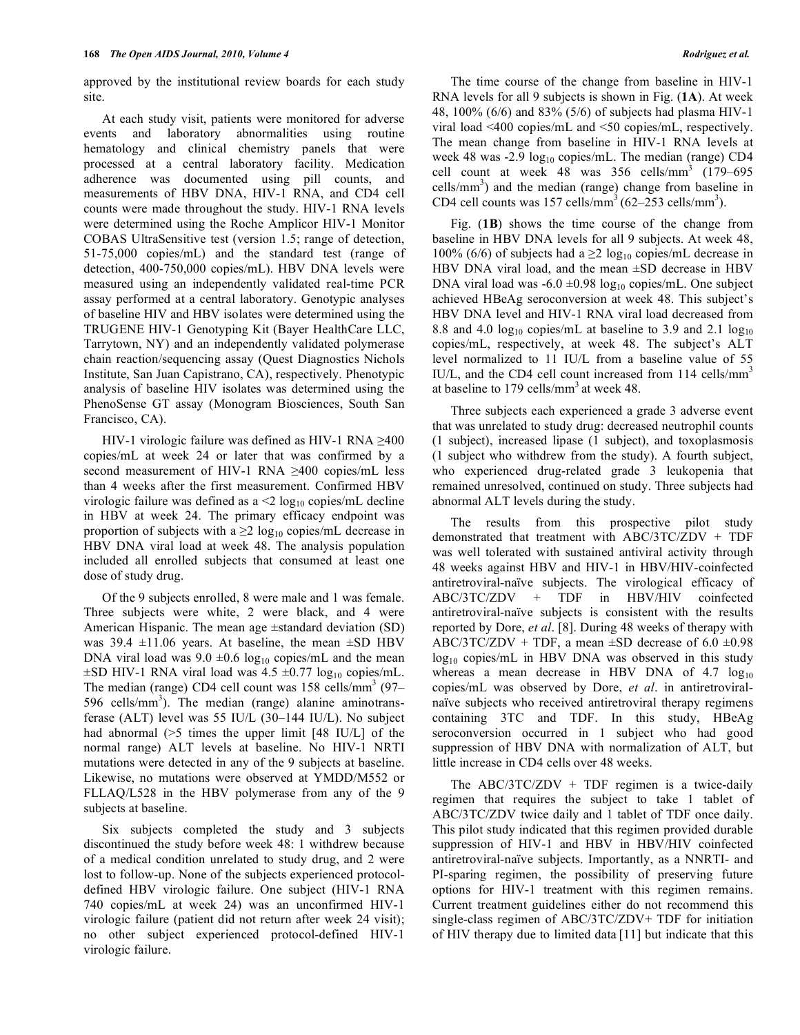approved by the institutional review boards for each study site.

At each study visit, patients were monitored for adverse events and laboratory abnormalities using routine hematology and clinical chemistry panels that were processed at a central laboratory facility. Medication adherence was documented using pill counts, and measurements of HBV DNA, HIV-1 RNA, and CD4 cell counts were made throughout the study. HIV-1 RNA levels were determined using the Roche Amplicor HIV-1 Monitor COBAS UltraSensitive test (version 1.5; range of detection, 51-75,000 copies/mL) and the standard test (range of detection, 400-750,000 copies/mL). HBV DNA levels were measured using an independently validated real-time PCR assay performed at a central laboratory. Genotypic analyses of baseline HIV and HBV isolates were determined using the TRUGENE HIV-1 Genotyping Kit (Bayer HealthCare LLC, Tarrytown, NY) and an independently validated polymerase chain reaction/sequencing assay (Quest Diagnostics Nichols Institute, San Juan Capistrano, CA), respectively. Phenotypic analysis of baseline HIV isolates was determined using the PhenoSense GT assay (Monogram Biosciences, South San Francisco, CA).

HIV-1 virologic failure was defined as HIV-1 RNA ≥400 copies/mL at week 24 or later that was confirmed by a second measurement of HIV-1 RNA ≥400 copies/mL less than 4 weeks after the first measurement. Confirmed HBV virologic failure was defined as a $<2$ $\log_{10}$ copies/mL decline in HBV at week 24. The primary efficacy endpoint was proportion of subjects with a $\geq 2$ $\log_{10}$ copies/mL decrease in HBV DNA viral load at week 48. The analysis population included all enrolled subjects that consumed at least one dose of study drug.

Of the 9 subjects enrolled, 8 were male and 1 was female. Three subjects were white, 2 were black, and 4 were American Hispanic. The mean age ±standard deviation (SD) was 39.4 ±11.06 years. At baseline, the mean ±SD HBV DNA viral load was 9.0 ±0.6 $\log_{10}$ copies/mL and the mean ±SD HIV-1 RNA viral load was 4.5 ±0.77 $\log_{10}$ copies/mL. The median (range) CD4 cell count was 158 cells/mm$^3$ (97–596 cells/mm$^3$). The median (range) alanine aminotransferase (ALT) level was 55 IU/L (30–144 IU/L). No subject had abnormal (>5 times the upper limit [48 IU/L] of the normal range) ALT levels at baseline. No HIV-1 NRTI mutations were detected in any of the 9 subjects at baseline. Likewise, no mutations were observed at YMDD/M552 or FLLAQ/L528 in the HBV polymerase from any of the 9 subjects at baseline.

Six subjects completed the study and 3 subjects discontinued the study before week 48: 1 withdrew because of a medical condition unrelated to study drug, and 2 were lost to follow-up. None of the subjects experienced protocol-defined HBV virologic failure. One subject (HIV-1 RNA 740 copies/mL at week 24) was an unconfirmed HIV-1 virologic failure (patient did not return after week 24 visit); no other subject experienced protocol-defined HIV-1 virologic failure.

The time course of the change from baseline in HIV-1 RNA levels for all 9 subjects is shown in Fig. (**1A**). At week 48, 100% (6/6) and 83% (5/6) of subjects had plasma HIV-1 viral load <400 copies/mL and <50 copies/mL, respectively. The mean change from baseline in HIV-1 RNA levels at week 48 was -2.9 $\log_{10}$ copies/mL. The median (range) CD4 cell count at week 48 was 356 cells/mm$^3$ (179–695 cells/mm$^3$) and the median (range) change from baseline in CD4 cell counts was 157 cells/mm$^3$ (62–253 cells/mm$^3$).

Fig. (**1B**) shows the time course of the change from baseline in HBV DNA levels for all 9 subjects. At week 48, 100% (6/6) of subjects had a $\geq 2$ $\log_{10}$ copies/mL decrease in HBV DNA viral load, and the mean ±SD decrease in HBV DNA viral load was -6.0 ±0.98 $\log_{10}$ copies/mL. One subject achieved HBeAg seroconversion at week 48. This subject's HBV DNA level and HIV-1 RNA viral load decreased from 8.8 and 4.0 $\log_{10}$ copies/mL at baseline to 3.9 and 2.1 $\log_{10}$ copies/mL, respectively, at week 48. The subject's ALT level normalized to 11 IU/L from a baseline value of 55 IU/L, and the CD4 cell count increased from 114 cells/mm$^3$ at baseline to 179 cells/mm$^3$ at week 48.

Three subjects each experienced a grade 3 adverse event that was unrelated to study drug: decreased neutrophil counts (1 subject), increased lipase (1 subject), and toxoplasmosis (1 subject who withdrew from the study). A fourth subject, who experienced drug-related grade 3 leukopenia that remained unresolved, continued on study. Three subjects had abnormal ALT levels during the study.

The results from this prospective pilot study demonstrated that treatment with ABC/3TC/ZDV + TDF was well tolerated with sustained antiviral activity through 48 weeks against HBV and HIV-1 in HBV/HIV-coinfected antiretroviral-naïve subjects. The virological efficacy of ABC/3TC/ZDV + TDF in HBV/HIV coinfected antiretroviral-naïve subjects is consistent with the results reported by Dore, *et al*. [8]. During 48 weeks of therapy with ABC/3TC/ZDV + TDF, a mean ±SD decrease of 6.0 ±0.98 $\log_{10}$ copies/mL in HBV DNA was observed in this study whereas a mean decrease in HBV DNA of 4.7 $\log_{10}$ copies/mL was observed by Dore, *et al*. in antiretroviral-naïve subjects who received antiretroviral therapy regimens containing 3TC and TDF. In this study, HBeAg seroconversion occurred in 1 subject who had good suppression of HBV DNA with normalization of ALT, but little increase in CD4 cells over 48 weeks.

The ABC/3TC/ZDV + TDF regimen is a twice-daily regimen that requires the subject to take 1 tablet of ABC/3TC/ZDV twice daily and 1 tablet of TDF once daily. This pilot study indicated that this regimen provided durable suppression of HIV-1 and HBV in HBV/HIV coinfected antiretroviral-naïve subjects. Importantly, as a NNRTI- and PI-sparing regimen, the possibility of preserving future options for HIV-1 treatment with this regimen remains. Current treatment guidelines either do not recommend this single-class regimen of ABC/3TC/ZDV+ TDF for initiation of HIV therapy due to limited data [11] but indicate that this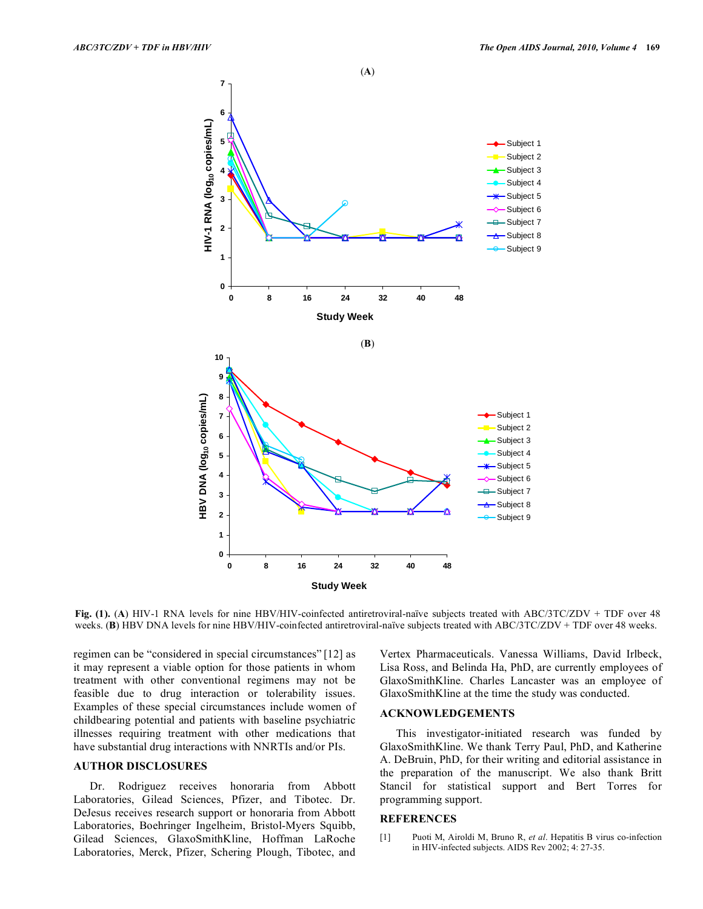**Fig. (1).** (**A**) HIV-1 RNA levels for nine HBV/HIV-coinfected antiretroviral-naïve subjects treated with ABC/3TC/ZDV + TDF over 48 weeks. (**B**) HBV DNA levels for nine HBV/HIV-coinfected antiretroviral-naïve subjects treated with ABC/3TC/ZDV + TDF over 48 weeks.

regimen can be "considered in special circumstances" [12] as it may represent a viable option for those patients in whom treatment with other conventional regimens may not be feasible due to drug interaction or tolerability issues. Examples of these special circumstances include women of childbearing potential and patients with baseline psychiatric illnesses requiring treatment with other medications that have substantial drug interactions with NNRTIs and/or PIs.

## AUTHOR DISCLOSURES

Dr. Rodriguez receives honoraria from Abbott Laboratories, Gilead Sciences, Pfizer, and Tibotec. Dr. DeJesus receives research support or honoraria from Abbott Laboratories, Boehringer Ingelheim, Bristol-Myers Squibb, Gilead Sciences, GlaxoSmithKline, Hoffman LaRoche Laboratories, Merck, Pfizer, Schering Plough, Tibotec, and Vertex Pharmaceuticals. Vanessa Williams, David Irlbeck, Lisa Ross, and Belinda Ha, PhD, are currently employees of GlaxoSmithKline. Charles Lancaster was an employee of GlaxoSmithKline at the time the study was conducted.

## ACKNOWLEDGEMENTS

This investigator-initiated research was funded by GlaxoSmithKline. We thank Terry Paul, PhD, and Katherine A. DeBruin, PhD, for their writing and editorial assistance in the preparation of the manuscript. We also thank Britt Stancil for statistical support and Bert Torres for programming support.

## REFERENCES

[1] Puoti M, Airoldi M, Bruno R, *et al*. Hepatitis B virus co-infection in HIV-infected subjects. AIDS Rev 2002; 4: 27-35.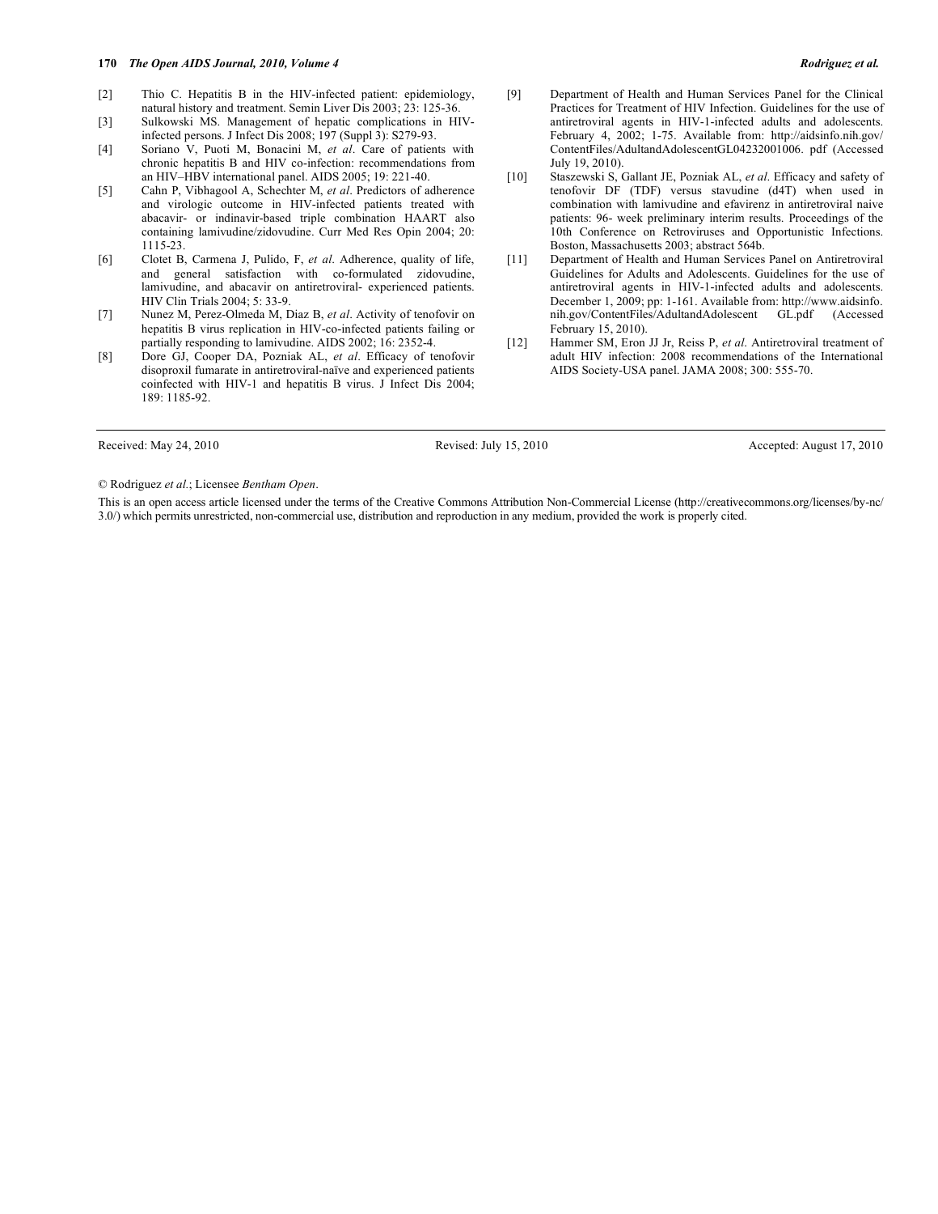[2] Thio C. Hepatitis B in the HIV-infected patient: epidemiology, natural history and treatment. Semin Liver Dis 2003; 23: 125-36.

[3] Sulkowski MS. Management of hepatic complications in HIV-infected persons. J Infect Dis 2008; 197 (Suppl 3): S279-93.

[4] Soriano V, Puoti M, Bonacini M, *et al*. Care of patients with chronic hepatitis B and HIV co-infection: recommendations from an HIV–HBV international panel. AIDS 2005; 19: 221-40.

[5] Cahn P, Vibhagool A, Schechter M, *et al*. Predictors of adherence and virologic outcome in HIV-infected patients treated with abacavir- or indinavir-based triple combination HAART also containing lamivudine/zidovudine. Curr Med Res Opin 2004; 20: 1115-23.

[6] Clotet B, Carmena J, Pulido, F, *et al*. Adherence, quality of life, and general satisfaction with co-formulated zidovudine, lamivudine, and abacavir on antiretroviral- experienced patients. HIV Clin Trials 2004; 5: 33-9.

[7] Nunez M, Perez-Olmeda M, Diaz B, *et al*. Activity of tenofovir on hepatitis B virus replication in HIV-co-infected patients failing or partially responding to lamivudine. AIDS 2002; 16: 2352-4.

[8] Dore GJ, Cooper DA, Pozniak AL, *et al*. Efficacy of tenofovir disoproxil fumarate in antiretroviral-naïve and experienced patients coinfected with HIV-1 and hepatitis B virus. J Infect Dis 2004; 189: 1185-92.

[9] Department of Health and Human Services Panel for the Clinical Practices for Treatment of HIV Infection. Guidelines for the use of antiretroviral agents in HIV-1-infected adults and adolescents. February 4, 2002; 1-75. Available from: http://aidsinfo.nih.gov/ContentFiles/AdultandAdolescentGL04232001006. pdf (Accessed July 19, 2010).

[10] Staszewski S, Gallant JE, Pozniak AL, *et al*. Efficacy and safety of tenofovir DF (TDF) versus stavudine (d4T) when used in combination with lamivudine and efavirenz in antiretroviral naive patients: 96- week preliminary interim results. Proceedings of the 10th Conference on Retroviruses and Opportunistic Infections. Boston, Massachusetts 2003; abstract 564b.

[11] Department of Health and Human Services Panel on Antiretroviral Guidelines for Adults and Adolescents. Guidelines for the use of antiretroviral agents in HIV-1-infected adults and adolescents. December 1, 2009; pp: 1-161. Available from: http://www.aidsinfo.nih.gov/ContentFiles/AdultandAdolescent GL.pdf (Accessed February 15, 2010).

[12] Hammer SM, Eron JJ Jr, Reiss P, *et al*. Antiretroviral treatment of adult HIV infection: 2008 recommendations of the International AIDS Society-USA panel. JAMA 2008; 300: 555-70.

Received: May 24, 2010 Revised: July 15, 2010 Accepted: August 17, 2010

© Rodriguez *et al*.; Licensee *Bentham Open*.

This is an open access article licensed under the terms of the Creative Commons Attribution Non-Commercial License (http://creativecommons.org/licenses/by-nc/3.0/) which permits unrestricted, non-commercial use, distribution and reproduction in any medium, provided the work is properly cited.